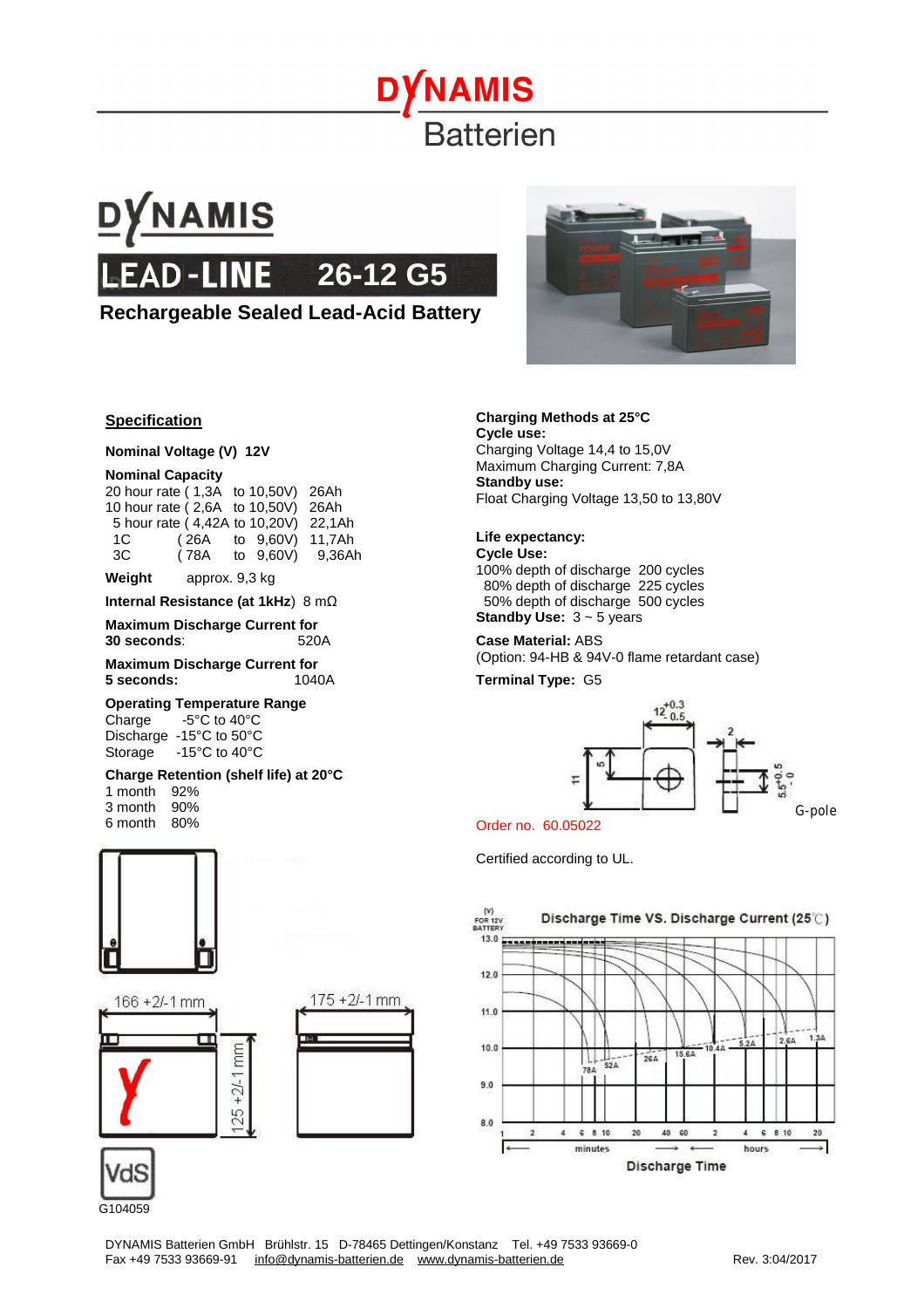# DYNAMIS Batterien

# DYNAMIS

## LEAD-LINE 26-12 G5

**Rechargeable Sealed Lead-Acid Battery**

### Specification

**Nominal Voltage (V) 12V**

**Nominal Capacity**

| | | |
|---|---|---|
| 20 hour rate ( 1,3A | to 10,50V) | 26Ah |
| 10 hour rate ( 2,6A | to 10,50V) | 26Ah |
| 5 hour rate ( 4,42A | to 10,20V) | 22,1Ah |
| 1C ( 26A | to 9,60V) | 11,7Ah |
| 3C ( 78A | to 9,60V) | 9,36Ah |

**Weight** approx. 9,3 kg

**Internal Resistance (at 1kHz)** 8 mΩ

**Maximum Discharge Current for 30 seconds**: 520A

**Maximum Discharge Current for 5 seconds:** 1040A

**Operating Temperature Range**

Charge -5°C to 40°C
Discharge -15°C to 50°C
Storage -15°C to 40°C

**Charge Retention (shelf life) at 20°C**

1 month 92%
3 month 90%
6 month 80%

166 +2/-1 mm

175 +2/-1 mm

125 +2/-1 mm

VdS
G104059

**Charging Methods at 25°C**

**Cycle use:**
Charging Voltage 14,4 to 15,0V
Maximum Charging Current: 7,8A

**Standby use:**
Float Charging Voltage 13,50 to 13,80V

**Life expectancy:**

**Cycle Use:**
100% depth of discharge 200 cycles
80% depth of discharge 225 cycles
50% depth of discharge 500 cycles

**Standby Use:** 3 ~ 5 years

**Case Material:** ABS
(Option: 94-HB & 94V-0 flame retardant case)

**Terminal Type:** G5

$12^{+0.3}_{-0.5}$, 2, 5, 11, $5.5^{+0.5}_{-0}$, G-pole

Order no. 60.05022

Certified according to UL.

**Discharge Time VS. Discharge Current (25°C)**

(V) FOR 12V BATTERY: 13.0, 12.0, 11.0, 10.0, 9.0, 8.0

Curves: 78A, 52A, 26A, 15.6A, 10.4A, 5.2A, 2.6A, 1.3A

1, 2, 4, 6, 8, 10, 20, 40, 60 minutes — 2, 4, 6, 8, 10, 20 hours

Discharge Time

DYNAMIS Batterien GmbH Brühlstr. 15 D-78465 Dettingen/Konstanz Tel. +49 7533 93669-0
Fax +49 7533 93669-91 info@dynamis-batterien.de www.dynamis-batterien.de Rev. 3:04/2017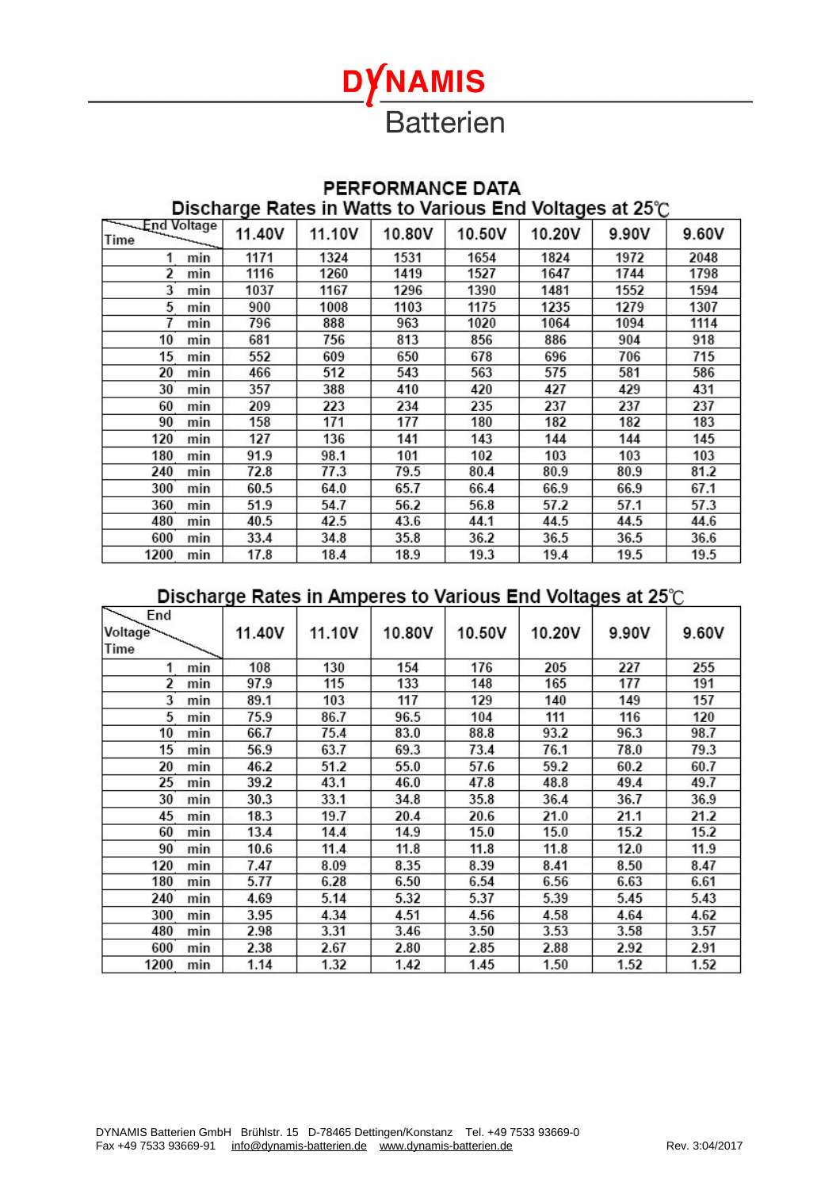# DYNAMIS Batterien

## PERFORMANCE DATA

### Discharge Rates in Watts to Various End Voltages at 25℃

| End Voltage / Time | 11.40V | 11.10V | 10.80V | 10.50V | 10.20V | 9.90V | 9.60V |
|---|---|---|---|---|---|---|---|
| 1 min | 1171 | 1324 | 1531 | 1654 | 1824 | 1972 | 2048 |
| 2 min | 1116 | 1260 | 1419 | 1527 | 1647 | 1744 | 1798 |
| 3 min | 1037 | 1167 | 1296 | 1390 | 1481 | 1552 | 1594 |
| 5 min | 900 | 1008 | 1103 | 1175 | 1235 | 1279 | 1307 |
| 7 min | 796 | 888 | 963 | 1020 | 1064 | 1094 | 1114 |
| 10 min | 681 | 756 | 813 | 856 | 886 | 904 | 918 |
| 15 min | 552 | 609 | 650 | 678 | 696 | 706 | 715 |
| 20 min | 466 | 512 | 543 | 563 | 575 | 581 | 586 |
| 30 min | 357 | 388 | 410 | 420 | 427 | 429 | 431 |
| 60 min | 209 | 223 | 234 | 235 | 237 | 237 | 237 |
| 90 min | 158 | 171 | 177 | 180 | 182 | 182 | 183 |
| 120 min | 127 | 136 | 141 | 143 | 144 | 144 | 145 |
| 180 min | 91.9 | 98.1 | 101 | 102 | 103 | 103 | 103 |
| 240 min | 72.8 | 77.3 | 79.5 | 80.4 | 80.9 | 80.9 | 81.2 |
| 300 min | 60.5 | 64.0 | 65.7 | 66.4 | 66.9 | 66.9 | 67.1 |
| 360 min | 51.9 | 54.7 | 56.2 | 56.8 | 57.2 | 57.1 | 57.3 |
| 480 min | 40.5 | 42.5 | 43.6 | 44.1 | 44.5 | 44.5 | 44.6 |
| 600 min | 33.4 | 34.8 | 35.8 | 36.2 | 36.5 | 36.5 | 36.6 |
| 1200 min | 17.8 | 18.4 | 18.9 | 19.3 | 19.4 | 19.5 | 19.5 |

### Discharge Rates in Amperes to Various End Voltages at 25℃

| End Voltage / Time | 11.40V | 11.10V | 10.80V | 10.50V | 10.20V | 9.90V | 9.60V |
|---|---|---|---|---|---|---|---|
| 1 min | 108 | 130 | 154 | 176 | 205 | 227 | 255 |
| 2 min | 97.9 | 115 | 133 | 148 | 165 | 177 | 191 |
| 3 min | 89.1 | 103 | 117 | 129 | 140 | 149 | 157 |
| 5 min | 75.9 | 86.7 | 96.5 | 104 | 111 | 116 | 120 |
| 10 min | 66.7 | 75.4 | 83.0 | 88.8 | 93.2 | 96.3 | 98.7 |
| 15 min | 56.9 | 63.7 | 69.3 | 73.4 | 76.1 | 78.0 | 79.3 |
| 20 min | 46.2 | 51.2 | 55.0 | 57.6 | 59.2 | 60.2 | 60.7 |
| 25 min | 39.2 | 43.1 | 46.0 | 47.8 | 48.8 | 49.4 | 49.7 |
| 30 min | 30.3 | 33.1 | 34.8 | 35.8 | 36.4 | 36.7 | 36.9 |
| 45 min | 18.3 | 19.7 | 20.4 | 20.6 | 21.0 | 21.1 | 21.2 |
| 60 min | 13.4 | 14.4 | 14.9 | 15.0 | 15.0 | 15.2 | 15.2 |
| 90 min | 10.6 | 11.4 | 11.8 | 11.8 | 11.8 | 12.0 | 11.9 |
| 120 min | 7.47 | 8.09 | 8.35 | 8.39 | 8.41 | 8.50 | 8.47 |
| 180 min | 5.77 | 6.28 | 6.50 | 6.54 | 6.56 | 6.63 | 6.61 |
| 240 min | 4.69 | 5.14 | 5.32 | 5.37 | 5.39 | 5.45 | 5.43 |
| 300 min | 3.95 | 4.34 | 4.51 | 4.56 | 4.58 | 4.64 | 4.62 |
| 480 min | 2.98 | 3.31 | 3.46 | 3.50 | 3.53 | 3.58 | 3.57 |
| 600 min | 2.38 | 2.67 | 2.80 | 2.85 | 2.88 | 2.92 | 2.91 |
| 1200 min | 1.14 | 1.32 | 1.42 | 1.45 | 1.50 | 1.52 | 1.52 |

DYNAMIS Batterien GmbH Brühlstr. 15 D-78465 Dettingen/Konstanz Tel. +49 7533 93669-0
Fax +49 7533 93669-91 info@dynamis-batterien.de www.dynamis-batterien.de Rev. 3:04/2017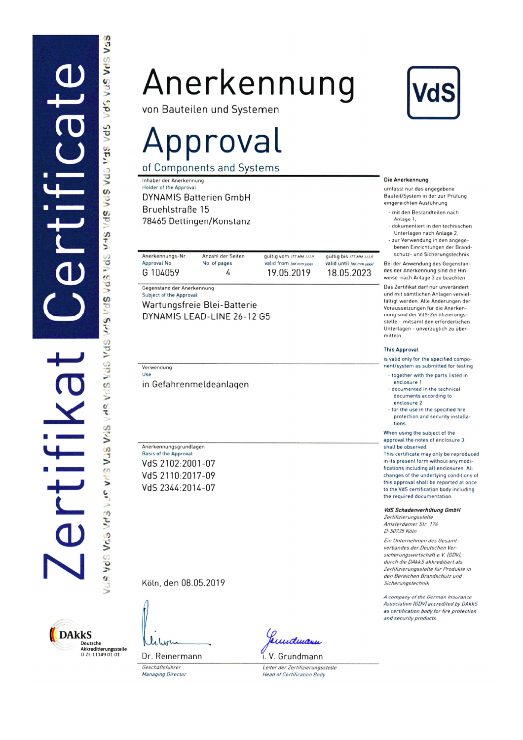# Zertifikat Certificate

# Anerkennung

von Bauteilen und Systemen

# Approval

of Components and Systems

VdS

Inhaber der Anerkennung
Holder of the Approval

DYNAMIS Batterien GmbH
Bruehlstraße 15
78465 Dettingen/Konstanz

| Anerkennungs-Nr. / Approval No. | Anzahl der Seiten / No. of pages | gültig vom (TT.MM.JJJJ) / valid from (dd.mm.yyyy) | gültig bis (TT.MM.JJJJ) / valid until (dd.mm.yyyy) |
|---|---|---|---|
| G 104059 | 4 | 19.05.2019 | 18.05.2023 |

Gegenstand der Anerkennung
Subject of the Approval

Wartungsfreie Blei-Batterie
DYNAMIS LEAD-LINE 26-12 G5

Verwendung
Use

in Gefahrenmeldeanlagen

Anerkennungsgrundlagen
Basis of the Approval

VdS 2102:2001-07
VdS 2110:2017-09
VdS 2344:2014-07

Köln, den 08.05.2019

Dr. Reinermann
*Geschäftsführer*
*Managing Director*

i. V. Grundmann
*Leiter der Zertifizierungsstelle*
*Head of Certification Body*

**Die Anerkennung**

umfasst nur das angegebene Bauteil/System in der zur Prüfung eingereichten Ausführung

- mit den Bestandteilen nach Anlage 1,
- dokumentiert in den technischen Unterlagen nach Anlage 2,
- zur Verwendung in den angegebenen Einrichtungen der Brandschutz- und Sicherungstechnik.

Bei der Anwendung des Gegenstandes der Anerkennung sind die Hinweise nach Anlage 3 zu beachten.

Das Zertifikat darf nur unverändert und mit sämtlichen Anlagen vervielfältigt werden. Alle Änderungen der Voraussetzungen für die Anerkennung sind der VdS-Zertifizierungsstelle – mitsamt den erforderlichen Unterlagen – unverzüglich zu übermitteln.

**This Approval**

is valid only for the specified component/system as submitted for testing

- together with the parts listed in enclosure 1
- documented in the technical documents according to enclosure 2
- for the use in the specified fire protection and security installations.

When using the subject of the approval the notes of enclosure 3 shall be observed.

This certificate may only be reproduced in its present form without any modifications including all enclosures. All changes of the underlying conditions of this approval shall be reported at once to the VdS certification body including the required documentation.

***VdS Schadenverhütung GmbH***
*Zertifizierungsstelle*
*Amsterdamer Str. 174*
*D-50735 Köln*

*Ein Unternehmen des Gesamtverbandes der Deutschen Versicherungswirtschaft e.V. (GDV), durch die DAkkS akkreditiert als Zertifizierungsstelle für Produkte in den Bereichen Brandschutz und Sicherungstechnik*

*A company of the German Insurance Association (GDV) accredited by DAkkS as certification body for fire protection and security products*

DAkkS
Deutsche Akkreditierungsstelle
D-ZE-11149-01-01